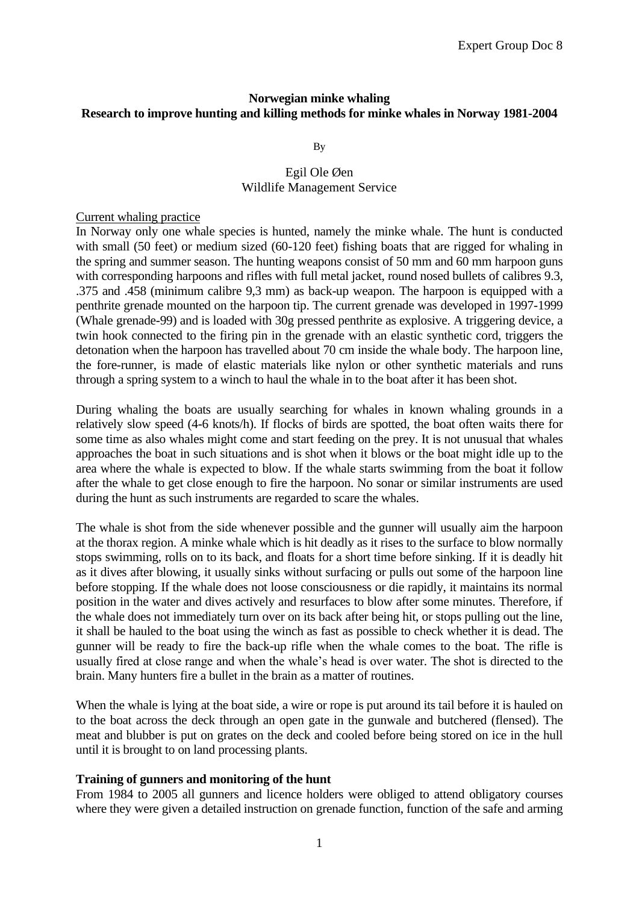# Norwegian minke whaling
## Research to improve hunting and killing methods for minke whales in Norway 1981-2004

By

Egil Ole Øen
Wildlife Management Service

### Current whaling practice

In Norway only one whale species is hunted, namely the minke whale. The hunt is conducted with small (50 feet) or medium sized (60-120 feet) fishing boats that are rigged for whaling in the spring and summer season. The hunting weapons consist of 50 mm and 60 mm harpoon guns with corresponding harpoons and rifles with full metal jacket, round nosed bullets of calibres 9.3, .375 and .458 (minimum calibre 9,3 mm) as back-up weapon. The harpoon is equipped with a penthrite grenade mounted on the harpoon tip. The current grenade was developed in 1997-1999 (Whale grenade-99) and is loaded with 30g pressed penthrite as explosive. A triggering device, a twin hook connected to the firing pin in the grenade with an elastic synthetic cord, triggers the detonation when the harpoon has travelled about 70 cm inside the whale body. The harpoon line, the fore-runner, is made of elastic materials like nylon or other synthetic materials and runs through a spring system to a winch to haul the whale in to the boat after it has been shot.

During whaling the boats are usually searching for whales in known whaling grounds in a relatively slow speed (4-6 knots/h). If flocks of birds are spotted, the boat often waits there for some time as also whales might come and start feeding on the prey. It is not unusual that whales approaches the boat in such situations and is shot when it blows or the boat might idle up to the area where the whale is expected to blow. If the whale starts swimming from the boat it follow after the whale to get close enough to fire the harpoon. No sonar or similar instruments are used during the hunt as such instruments are regarded to scare the whales.

The whale is shot from the side whenever possible and the gunner will usually aim the harpoon at the thorax region. A minke whale which is hit deadly as it rises to the surface to blow normally stops swimming, rolls on to its back, and floats for a short time before sinking. If it is deadly hit as it dives after blowing, it usually sinks without surfacing or pulls out some of the harpoon line before stopping. If the whale does not loose consciousness or die rapidly, it maintains its normal position in the water and dives actively and resurfaces to blow after some minutes. Therefore, if the whale does not immediately turn over on its back after being hit, or stops pulling out the line, it shall be hauled to the boat using the winch as fast as possible to check whether it is dead. The gunner will be ready to fire the back-up rifle when the whale comes to the boat. The rifle is usually fired at close range and when the whale's head is over water. The shot is directed to the brain. Many hunters fire a bullet in the brain as a matter of routines.

When the whale is lying at the boat side, a wire or rope is put around its tail before it is hauled on to the boat across the deck through an open gate in the gunwale and butchered (flensed). The meat and blubber is put on grates on the deck and cooled before being stored on ice in the hull until it is brought to on land processing plants.

### Training of gunners and monitoring of the hunt

From 1984 to 2005 all gunners and licence holders were obliged to attend obligatory courses where they were given a detailed instruction on grenade function, function of the safe and arming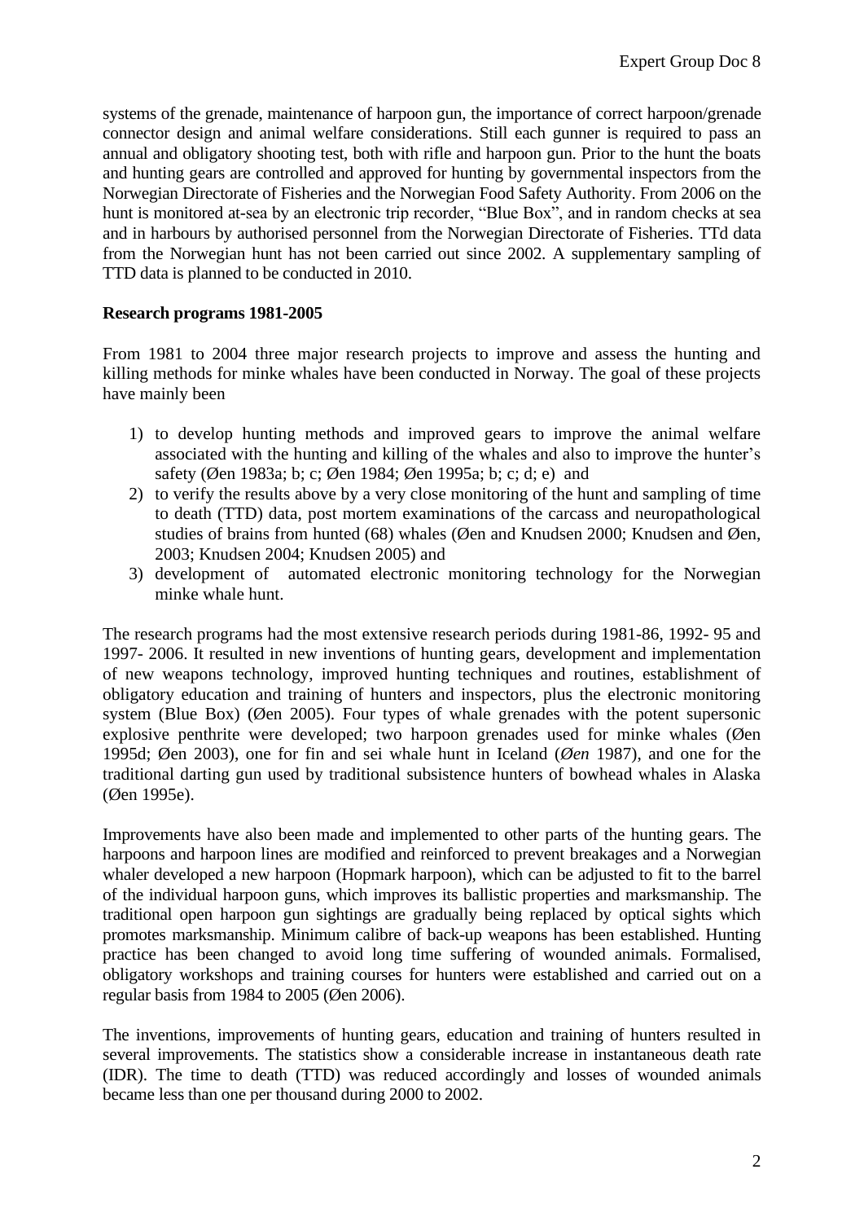systems of the grenade, maintenance of harpoon gun, the importance of correct harpoon/grenade connector design and animal welfare considerations. Still each gunner is required to pass an annual and obligatory shooting test, both with rifle and harpoon gun. Prior to the hunt the boats and hunting gears are controlled and approved for hunting by governmental inspectors from the Norwegian Directorate of Fisheries and the Norwegian Food Safety Authority. From 2006 on the hunt is monitored at-sea by an electronic trip recorder, "Blue Box", and in random checks at sea and in harbours by authorised personnel from the Norwegian Directorate of Fisheries. TTd data from the Norwegian hunt has not been carried out since 2002. A supplementary sampling of TTD data is planned to be conducted in 2010.

**Research programs 1981-2005**

From 1981 to 2004 three major research projects to improve and assess the hunting and killing methods for minke whales have been conducted in Norway. The goal of these projects have mainly been

1) to develop hunting methods and improved gears to improve the animal welfare associated with the hunting and killing of the whales and also to improve the hunter's safety (Øen 1983a; b; c; Øen 1984; Øen 1995a; b; c; d; e) and
2) to verify the results above by a very close monitoring of the hunt and sampling of time to death (TTD) data, post mortem examinations of the carcass and neuropathological studies of brains from hunted (68) whales (Øen and Knudsen 2000; Knudsen and Øen, 2003; Knudsen 2004; Knudsen 2005) and
3) development of automated electronic monitoring technology for the Norwegian minke whale hunt.

The research programs had the most extensive research periods during 1981-86, 1992- 95 and 1997- 2006. It resulted in new inventions of hunting gears, development and implementation of new weapons technology, improved hunting techniques and routines, establishment of obligatory education and training of hunters and inspectors, plus the electronic monitoring system (Blue Box) (Øen 2005). Four types of whale grenades with the potent supersonic explosive penthrite were developed; two harpoon grenades used for minke whales (Øen 1995d; Øen 2003), one for fin and sei whale hunt in Iceland (*Øen* 1987), and one for the traditional darting gun used by traditional subsistence hunters of bowhead whales in Alaska (Øen 1995e).

Improvements have also been made and implemented to other parts of the hunting gears. The harpoons and harpoon lines are modified and reinforced to prevent breakages and a Norwegian whaler developed a new harpoon (Hopmark harpoon), which can be adjusted to fit to the barrel of the individual harpoon guns, which improves its ballistic properties and marksmanship. The traditional open harpoon gun sightings are gradually being replaced by optical sights which promotes marksmanship. Minimum calibre of back-up weapons has been established. Hunting practice has been changed to avoid long time suffering of wounded animals. Formalised, obligatory workshops and training courses for hunters were established and carried out on a regular basis from 1984 to 2005 (Øen 2006).

The inventions, improvements of hunting gears, education and training of hunters resulted in several improvements. The statistics show a considerable increase in instantaneous death rate (IDR). The time to death (TTD) was reduced accordingly and losses of wounded animals became less than one per thousand during 2000 to 2002.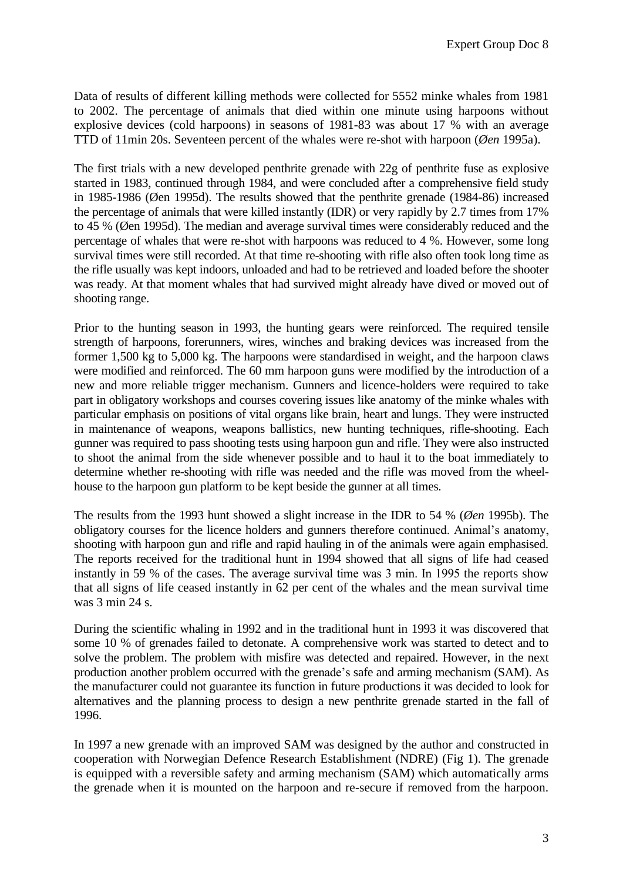Data of results of different killing methods were collected for 5552 minke whales from 1981 to 2002. The percentage of animals that died within one minute using harpoons without explosive devices (cold harpoons) in seasons of 1981-83 was about 17 % with an average TTD of 11min 20s. Seventeen percent of the whales were re-shot with harpoon (*Øen* 1995a).

The first trials with a new developed penthrite grenade with 22g of penthrite fuse as explosive started in 1983, continued through 1984, and were concluded after a comprehensive field study in 1985-1986 (Øen 1995d). The results showed that the penthrite grenade (1984-86) increased the percentage of animals that were killed instantly (IDR) or very rapidly by 2.7 times from 17% to 45 % (Øen 1995d). The median and average survival times were considerably reduced and the percentage of whales that were re-shot with harpoons was reduced to 4 %. However, some long survival times were still recorded. At that time re-shooting with rifle also often took long time as the rifle usually was kept indoors, unloaded and had to be retrieved and loaded before the shooter was ready. At that moment whales that had survived might already have dived or moved out of shooting range.

Prior to the hunting season in 1993, the hunting gears were reinforced. The required tensile strength of harpoons, forerunners, wires, winches and braking devices was increased from the former 1,500 kg to 5,000 kg. The harpoons were standardised in weight, and the harpoon claws were modified and reinforced. The 60 mm harpoon guns were modified by the introduction of a new and more reliable trigger mechanism. Gunners and licence-holders were required to take part in obligatory workshops and courses covering issues like anatomy of the minke whales with particular emphasis on positions of vital organs like brain, heart and lungs. They were instructed in maintenance of weapons, weapons ballistics, new hunting techniques, rifle-shooting. Each gunner was required to pass shooting tests using harpoon gun and rifle. They were also instructed to shoot the animal from the side whenever possible and to haul it to the boat immediately to determine whether re-shooting with rifle was needed and the rifle was moved from the wheel-house to the harpoon gun platform to be kept beside the gunner at all times.

The results from the 1993 hunt showed a slight increase in the IDR to 54 % (*Øen* 1995b). The obligatory courses for the licence holders and gunners therefore continued. Animal's anatomy, shooting with harpoon gun and rifle and rapid hauling in of the animals were again emphasised. The reports received for the traditional hunt in 1994 showed that all signs of life had ceased instantly in 59 % of the cases. The average survival time was 3 min. In 1995 the reports show that all signs of life ceased instantly in 62 per cent of the whales and the mean survival time was 3 min 24 s.

During the scientific whaling in 1992 and in the traditional hunt in 1993 it was discovered that some 10 % of grenades failed to detonate. A comprehensive work was started to detect and to solve the problem. The problem with misfire was detected and repaired. However, in the next production another problem occurred with the grenade's safe and arming mechanism (SAM). As the manufacturer could not guarantee its function in future productions it was decided to look for alternatives and the planning process to design a new penthrite grenade started in the fall of 1996.

In 1997 a new grenade with an improved SAM was designed by the author and constructed in cooperation with Norwegian Defence Research Establishment (NDRE) (Fig 1). The grenade is equipped with a reversible safety and arming mechanism (SAM) which automatically arms the grenade when it is mounted on the harpoon and re-secure if removed from the harpoon.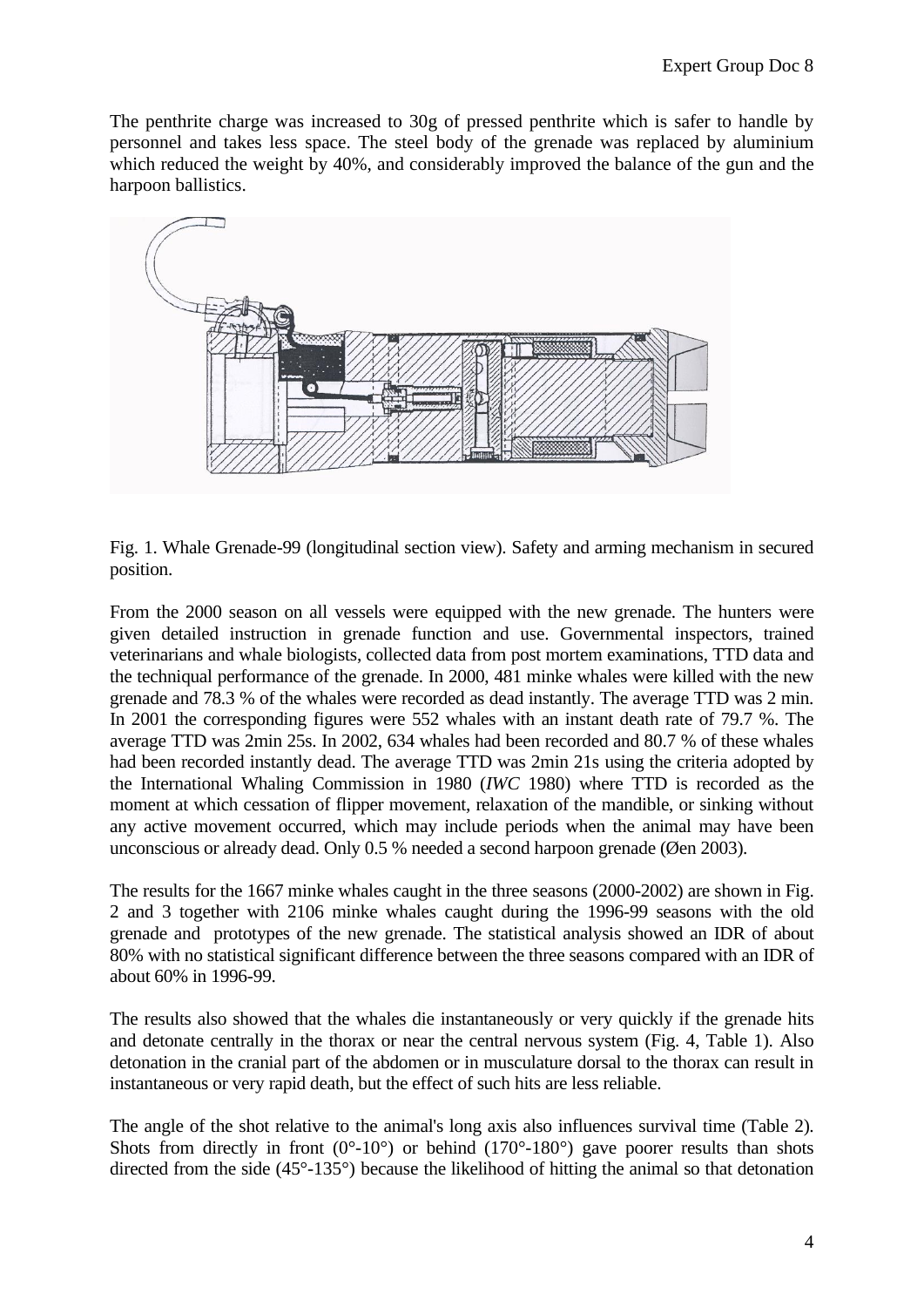The penthrite charge was increased to 30g of pressed penthrite which is safer to handle by personnel and takes less space. The steel body of the grenade was replaced by aluminium which reduced the weight by 40%, and considerably improved the balance of the gun and the harpoon ballistics.

Fig. 1. Whale Grenade-99 (longitudinal section view). Safety and arming mechanism in secured position.

From the 2000 season on all vessels were equipped with the new grenade. The hunters were given detailed instruction in grenade function and use. Governmental inspectors, trained veterinarians and whale biologists, collected data from post mortem examinations, TTD data and the techniqual performance of the grenade. In 2000, 481 minke whales were killed with the new grenade and 78.3 % of the whales were recorded as dead instantly. The average TTD was 2 min. In 2001 the corresponding figures were 552 whales with an instant death rate of 79.7 %. The average TTD was 2min 25s. In 2002, 634 whales had been recorded and 80.7 % of these whales had been recorded instantly dead. The average TTD was 2min 21s using the criteria adopted by the International Whaling Commission in 1980 (*IWC* 1980) where TTD is recorded as the moment at which cessation of flipper movement, relaxation of the mandible, or sinking without any active movement occurred, which may include periods when the animal may have been unconscious or already dead. Only 0.5 % needed a second harpoon grenade (Øen 2003).

The results for the 1667 minke whales caught in the three seasons (2000-2002) are shown in Fig. 2 and 3 together with 2106 minke whales caught during the 1996-99 seasons with the old grenade and prototypes of the new grenade. The statistical analysis showed an IDR of about 80% with no statistical significant difference between the three seasons compared with an IDR of about 60% in 1996-99.

The results also showed that the whales die instantaneously or very quickly if the grenade hits and detonate centrally in the thorax or near the central nervous system (Fig. 4, Table 1). Also detonation in the cranial part of the abdomen or in musculature dorsal to the thorax can result in instantaneous or very rapid death, but the effect of such hits are less reliable.

The angle of the shot relative to the animal's long axis also influences survival time (Table 2). Shots from directly in front (0°-10°) or behind (170°-180°) gave poorer results than shots directed from the side (45°-135°) because the likelihood of hitting the animal so that detonation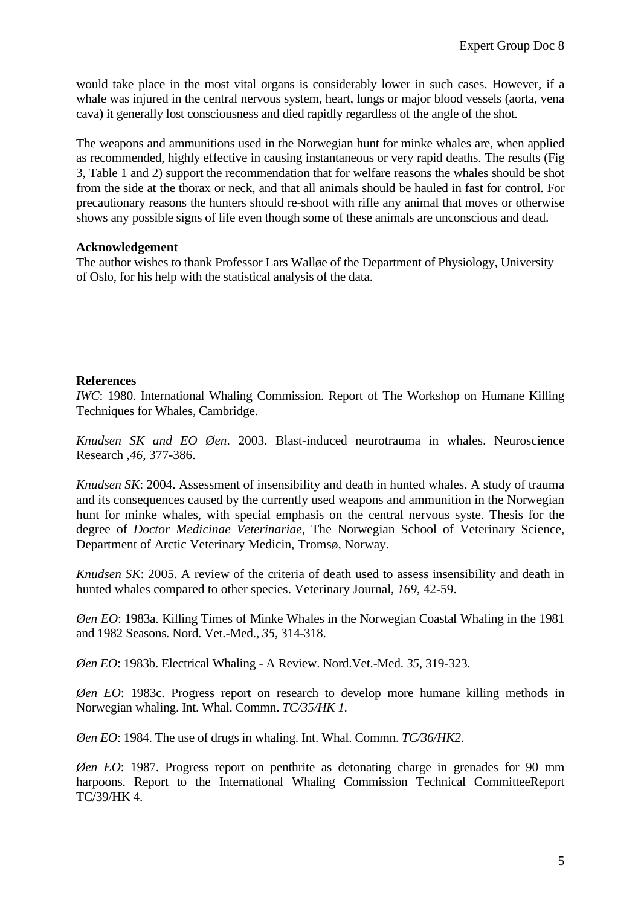would take place in the most vital organs is considerably lower in such cases. However, if a whale was injured in the central nervous system, heart, lungs or major blood vessels (aorta, vena cava) it generally lost consciousness and died rapidly regardless of the angle of the shot.

The weapons and ammunitions used in the Norwegian hunt for minke whales are, when applied as recommended, highly effective in causing instantaneous or very rapid deaths. The results (Fig 3, Table 1 and 2) support the recommendation that for welfare reasons the whales should be shot from the side at the thorax or neck, and that all animals should be hauled in fast for control. For precautionary reasons the hunters should re-shoot with rifle any animal that moves or otherwise shows any possible signs of life even though some of these animals are unconscious and dead.

**Acknowledgement**

The author wishes to thank Professor Lars Walløe of the Department of Physiology, University of Oslo, for his help with the statistical analysis of the data.

**References**

*IWC*: 1980. International Whaling Commission. Report of The Workshop on Humane Killing Techniques for Whales, Cambridge.

*Knudsen SK and EO Øen*. 2003. Blast-induced neurotrauma in whales. Neuroscience Research ,*46*, 377-386.

*Knudsen SK*: 2004. Assessment of insensibility and death in hunted whales. A study of trauma and its consequences caused by the currently used weapons and ammunition in the Norwegian hunt for minke whales, with special emphasis on the central nervous syste. Thesis for the degree of *Doctor Medicinae Veterinariae*, The Norwegian School of Veterinary Science, Department of Arctic Veterinary Medicin, Tromsø, Norway.

*Knudsen SK*: 2005. A review of the criteria of death used to assess insensibility and death in hunted whales compared to other species. Veterinary Journal, *169*, 42-59.

*Øen EO*: 1983a. Killing Times of Minke Whales in the Norwegian Coastal Whaling in the 1981 and 1982 Seasons. Nord. Vet.-Med., *35*, 314-318.

*Øen EO*: 1983b. Electrical Whaling - A Review. Nord.Vet.-Med. *35*, 319-323.

*Øen EO*: 1983c. Progress report on research to develop more humane killing methods in Norwegian whaling. Int. Whal. Commn. *TC/35/HK 1*.

*Øen EO*: 1984. The use of drugs in whaling. Int. Whal. Commn. *TC/36/HK2*.

*Øen EO*: 1987. Progress report on penthrite as detonating charge in grenades for 90 mm harpoons. Report to the International Whaling Commission Technical CommitteeReport TC/39/HK 4.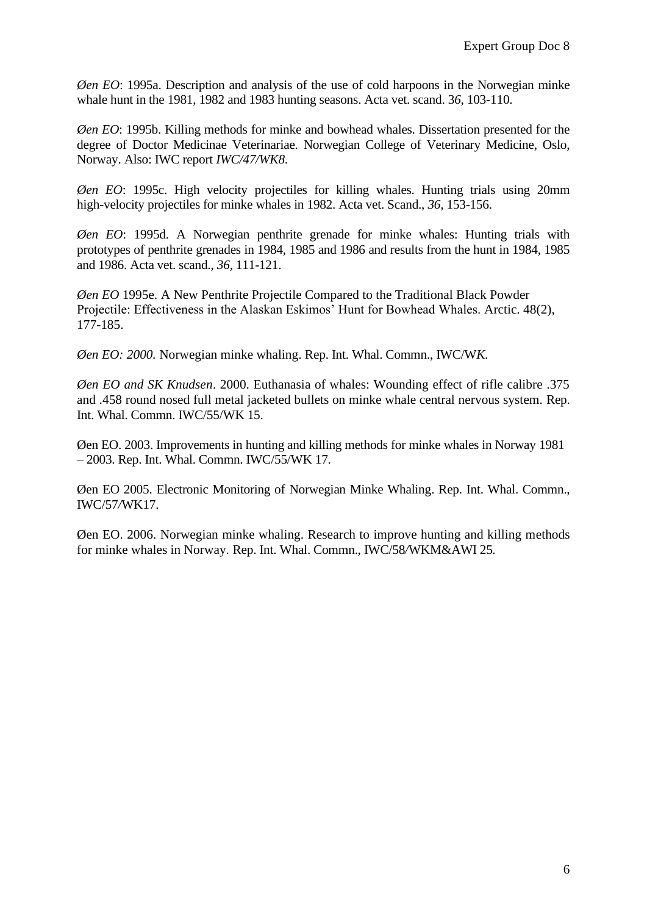*Øen EO*: 1995a. Description and analysis of the use of cold harpoons in the Norwegian minke whale hunt in the 1981, 1982 and 1983 hunting seasons. Acta vet. scand. 3*6*, 103-110.

*Øen EO*: 1995b. Killing methods for minke and bowhead whales. Dissertation presented for the degree of Doctor Medicinae Veterinariae. Norwegian College of Veterinary Medicine, Oslo, Norway. Also: IWC report *IWC/47/WK8.*

*Øen EO*: 1995c. High velocity projectiles for killing whales. Hunting trials using 20mm high-velocity projectiles for minke whales in 1982. Acta vet. Scand., *36,* 153-156.

*Øen EO*: 1995d. A Norwegian penthrite grenade for minke whales: Hunting trials with prototypes of penthrite grenades in 1984, 1985 and 1986 and results from the hunt in 1984, 1985 and 1986. Acta vet. scand., *36,* 111-121.

*Øen EO* 1995e. A New Penthrite Projectile Compared to the Traditional Black Powder Projectile: Effectiveness in the Alaskan Eskimos' Hunt for Bowhead Whales. Arctic. 48(2), 177-185.

*Øen EO: 2000.* Norwegian minke whaling. Rep. Int. Whal. Commn., IWC/W*K.*

*Øen EO and SK Knudsen*. 2000. Euthanasia of whales: Wounding effect of rifle calibre .375 and .458 round nosed full metal jacketed bullets on minke whale central nervous system. Rep. Int. Whal. Commn. IWC/55/WK 15.

Øen EO. 2003. Improvements in hunting and killing methods for minke whales in Norway 1981 – 2003. Rep. Int. Whal. Commn. IWC/55/WK 17.

Øen EO 2005. Electronic Monitoring of Norwegian Minke Whaling. Rep. Int. Whal. Commn., IWC/57/WK17.

Øen EO. 2006. Norwegian minke whaling. Research to improve hunting and killing methods for minke whales in Norway. Rep. Int. Whal. Commn., IWC/58/WKM&AWI 25.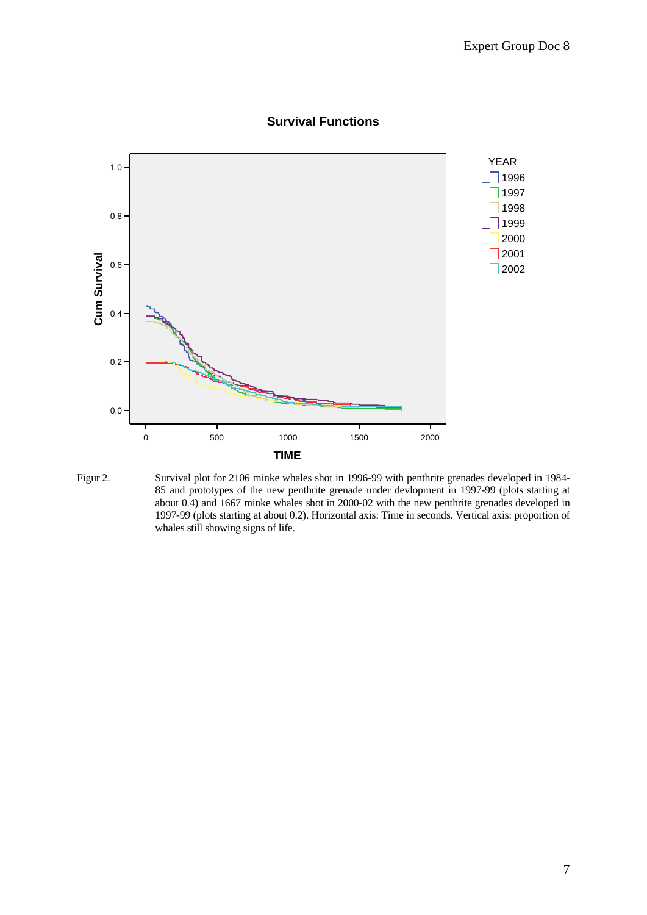Figur 2. Survival plot for 2106 minke whales shot in 1996-99 with penthrite grenades developed in 1984-85 and prototypes of the new penthrite grenade under devlopment in 1997-99 (plots starting at about 0.4) and 1667 minke whales shot in 2000-02 with the new penthrite grenades developed in 1997-99 (plots starting at about 0.2). Horizontal axis: Time in seconds. Vertical axis: proportion of whales still showing signs of life.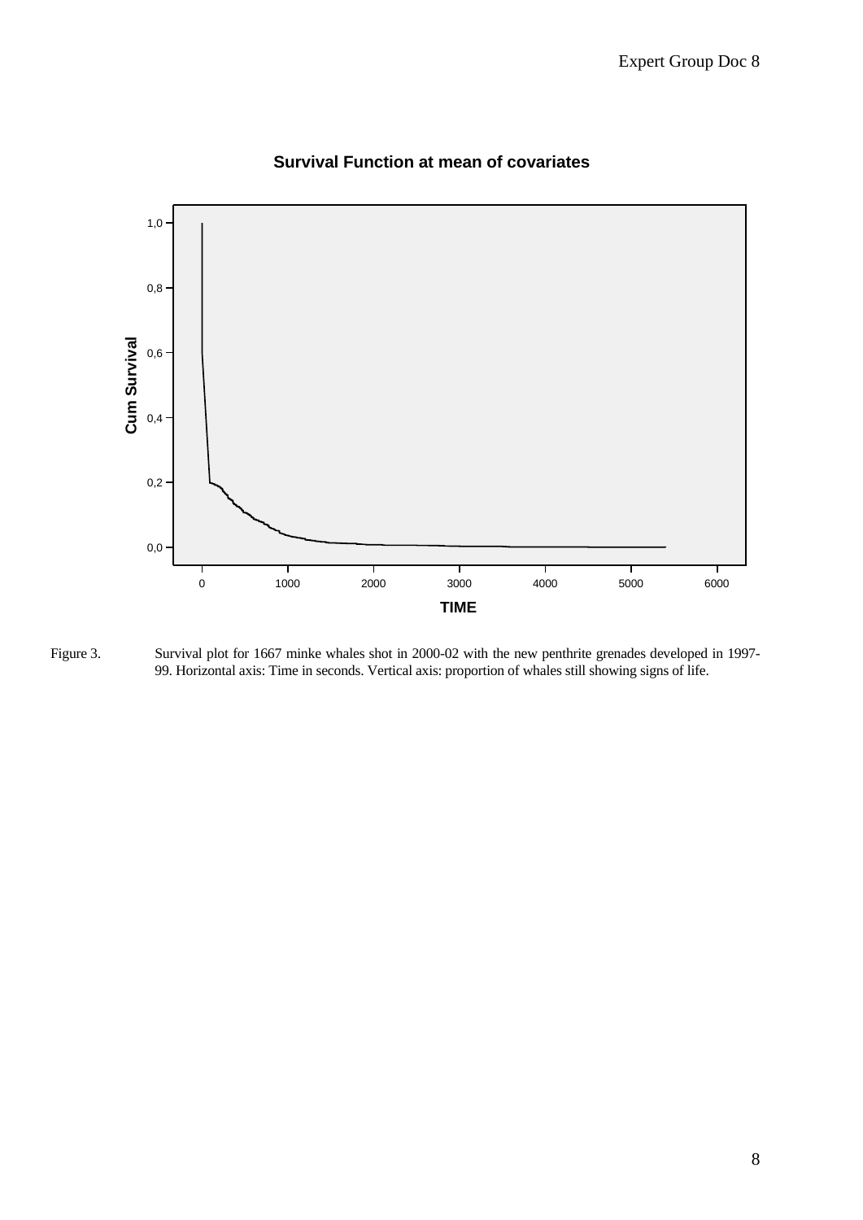**Survival Function at mean of covariates**

Figure 3. Survival plot for 1667 minke whales shot in 2000-02 with the new penthrite grenades developed in 1997-99. Horizontal axis: Time in seconds. Vertical axis: proportion of whales still showing signs of life.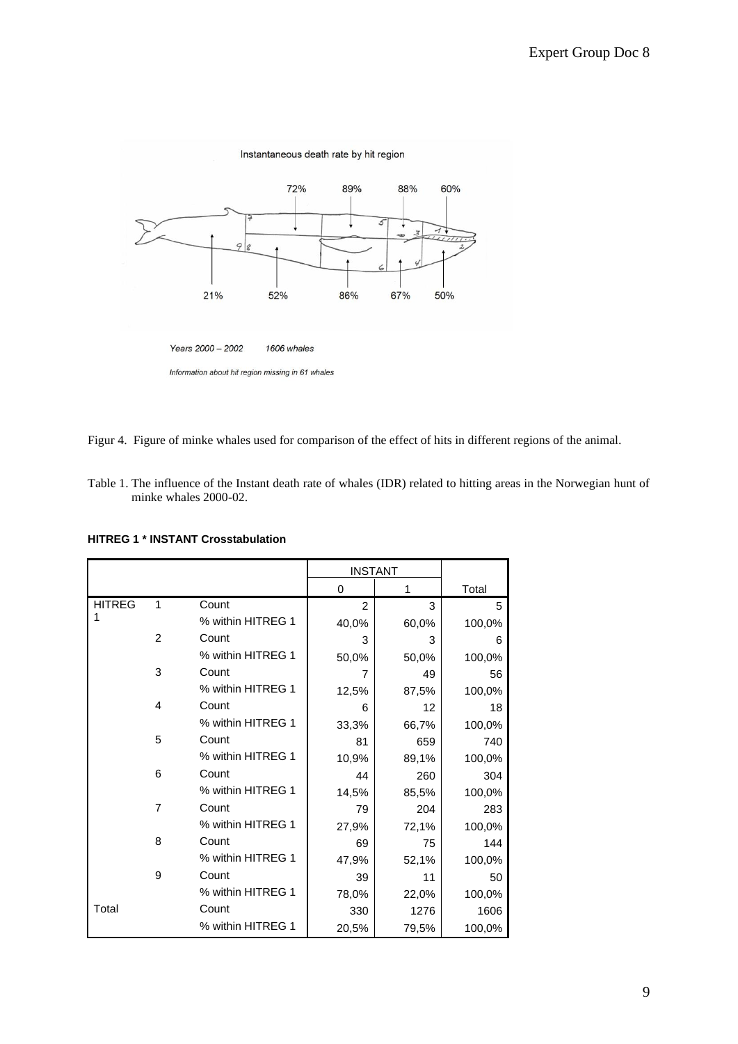Instantaneous death rate by hit region

*Years 2000 – 2002 1606 whales*

*Information about hit region missing in 61 whales*

Figur 4. Figure of minke whales used for comparison of the effect of hits in different regions of the animal.

Table 1. The influence of the Instant death rate of whales (IDR) related to hitting areas in the Norwegian hunt of minke whales 2000-02.

**HITREG 1 * INSTANT Crosstabulation**

| | | | INSTANT | | |
|---|---|---|---|---|---|
| | | | 0 | 1 | Total |
| HITREG 1 | 1 | Count | 2 | 3 | 5 |
| | | % within HITREG 1 | 40,0% | 60,0% | 100,0% |
| | 2 | Count | 3 | 3 | 6 |
| | | % within HITREG 1 | 50,0% | 50,0% | 100,0% |
| | 3 | Count | 7 | 49 | 56 |
| | | % within HITREG 1 | 12,5% | 87,5% | 100,0% |
| | 4 | Count | 6 | 12 | 18 |
| | | % within HITREG 1 | 33,3% | 66,7% | 100,0% |
| | 5 | Count | 81 | 659 | 740 |
| | | % within HITREG 1 | 10,9% | 89,1% | 100,0% |
| | 6 | Count | 44 | 260 | 304 |
| | | % within HITREG 1 | 14,5% | 85,5% | 100,0% |
| | 7 | Count | 79 | 204 | 283 |
| | | % within HITREG 1 | 27,9% | 72,1% | 100,0% |
| | 8 | Count | 69 | 75 | 144 |
| | | % within HITREG 1 | 47,9% | 52,1% | 100,0% |
| | 9 | Count | 39 | 11 | 50 |
| | | % within HITREG 1 | 78,0% | 22,0% | 100,0% |
| Total | | Count | 330 | 1276 | 1606 |
| | | % within HITREG 1 | 20,5% | 79,5% | 100,0% |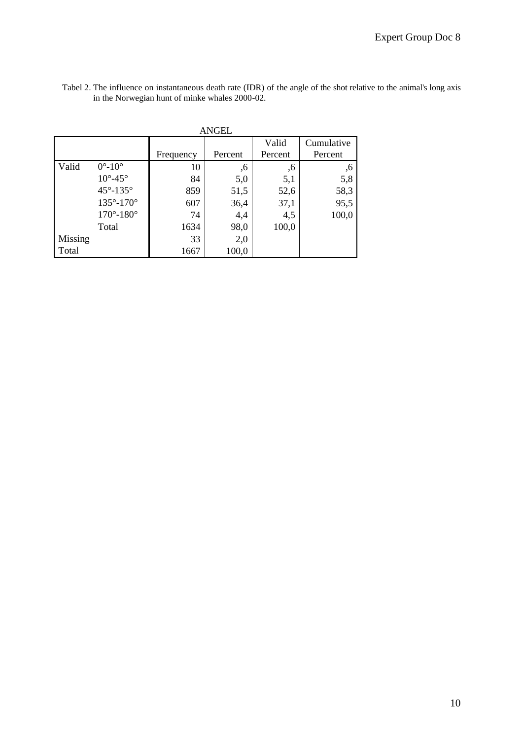Tabel 2. The influence on instantaneous death rate (IDR) of the angle of the shot relative to the animal's long axis in the Norwegian hunt of minke whales 2000-02.

ANGEL

| | | Frequency | Percent | Valid Percent | Cumulative Percent |
|---|---|---|---|---|---|
| Valid | 0°-10° | 10 | ,6 | ,6 | ,6 |
| | 10°-45° | 84 | 5,0 | 5,1 | 5,8 |
| | 45°-135° | 859 | 51,5 | 52,6 | 58,3 |
| | 135°-170° | 607 | 36,4 | 37,1 | 95,5 |
| | 170°-180° | 74 | 4,4 | 4,5 | 100,0 |
| | Total | 1634 | 98,0 | 100,0 | |
| Missing | | 33 | 2,0 | | |
| Total | | 1667 | 100,0 | | |